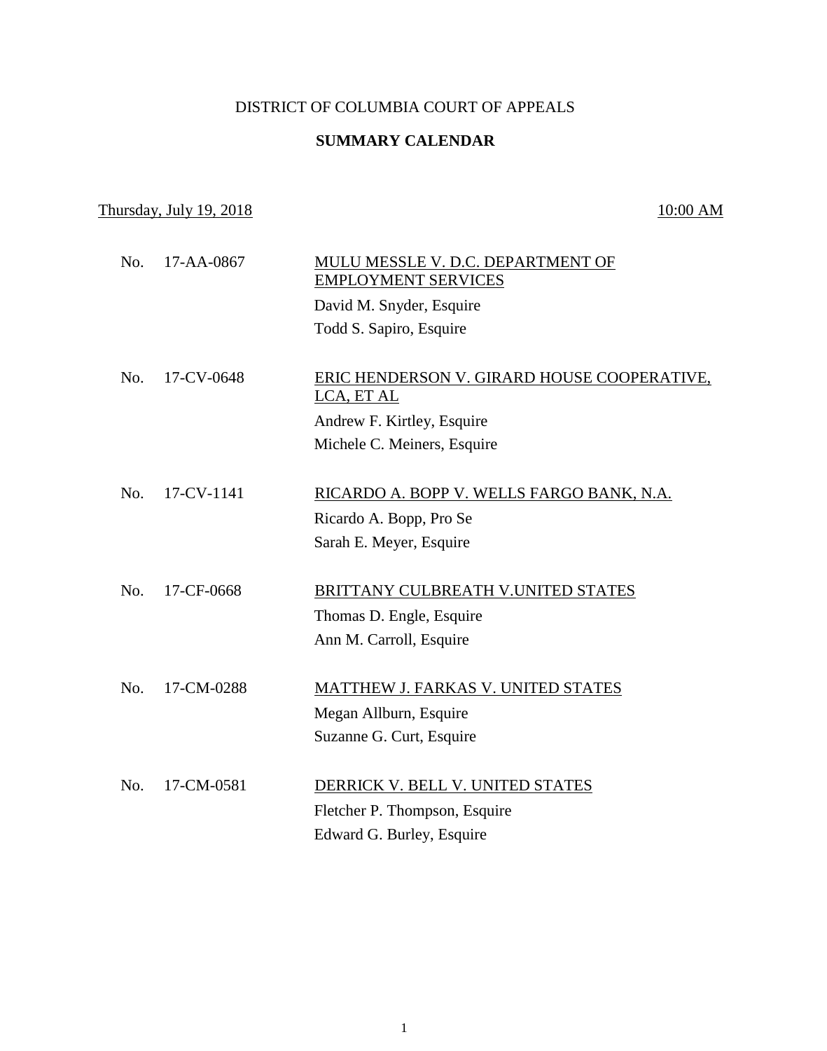DISTRICT OF COLUMBIA COURT OF APPEALS

**SUMMARY CALENDAR**

Thursday, July 19, 2018 10:00 AM

No. 17-AA-0867 MULU MESSLE V. D.C. DEPARTMENT OF EMPLOYMENT SERVICES
David M. Snyder, Esquire
Todd S. Sapiro, Esquire

No. 17-CV-0648 ERIC HENDERSON V. GIRARD HOUSE COOPERATIVE, LCA, ET AL
Andrew F. Kirtley, Esquire
Michele C. Meiners, Esquire

No. 17-CV-1141 RICARDO A. BOPP V. WELLS FARGO BANK, N.A.
Ricardo A. Bopp, Pro Se
Sarah E. Meyer, Esquire

No. 17-CF-0668 BRITTANY CULBREATH V.UNITED STATES
Thomas D. Engle, Esquire
Ann M. Carroll, Esquire

No. 17-CM-0288 MATTHEW J. FARKAS V. UNITED STATES
Megan Allburn, Esquire
Suzanne G. Curt, Esquire

No. 17-CM-0581 DERRICK V. BELL V. UNITED STATES
Fletcher P. Thompson, Esquire
Edward G. Burley, Esquire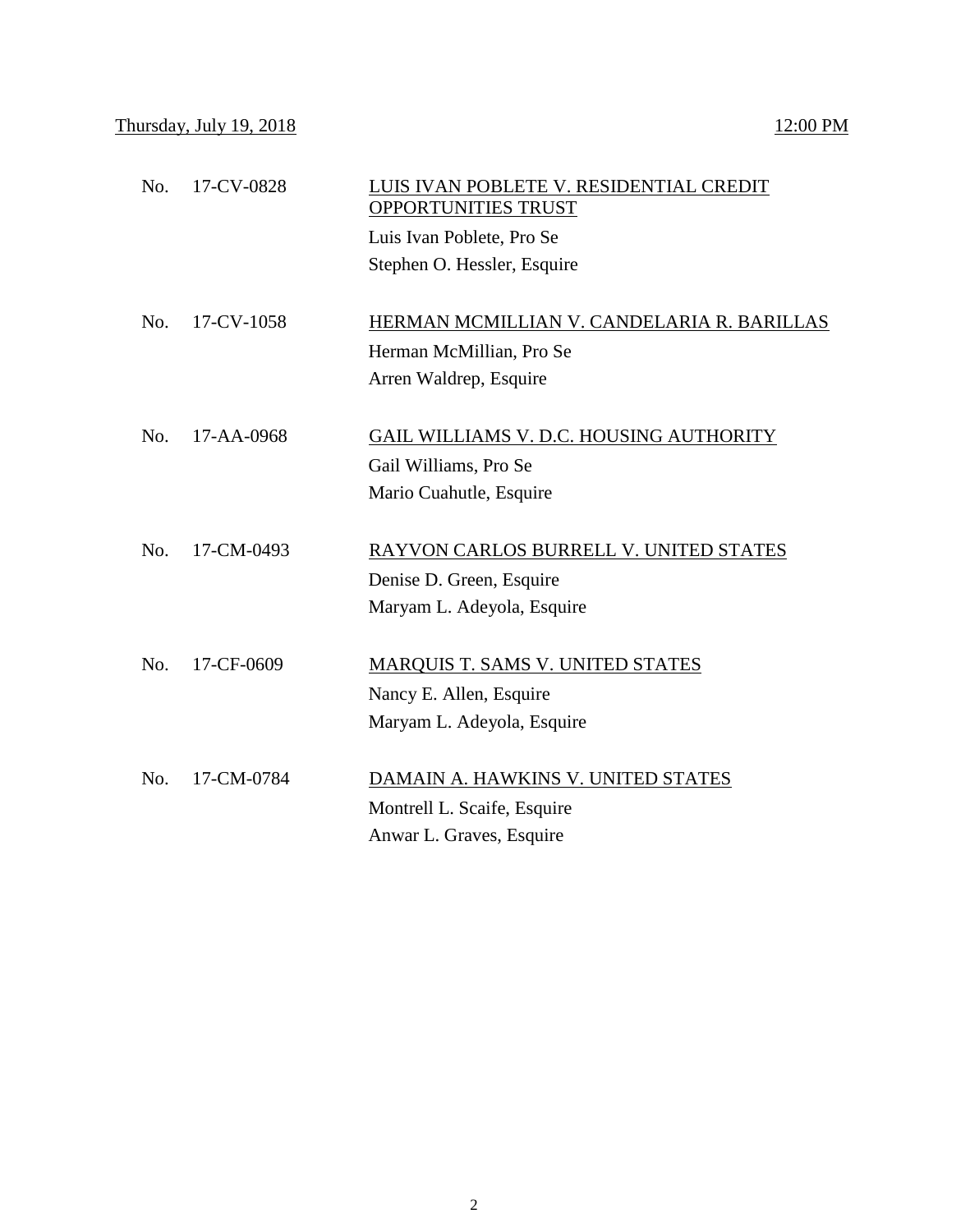Thursday, July 19, 2018 — 12:00 PM

| | | |
|---|---|---|
| No. | 17-CV-0828 | LUIS IVAN POBLETE V. RESIDENTIAL CREDIT OPPORTUNITIES TRUST<br>Luis Ivan Poblete, Pro Se<br>Stephen O. Hessler, Esquire |
| No. | 17-CV-1058 | HERMAN MCMILLIAN V. CANDELARIA R. BARILLAS<br>Herman McMillian, Pro Se<br>Arren Waldrep, Esquire |
| No. | 17-AA-0968 | GAIL WILLIAMS V. D.C. HOUSING AUTHORITY<br>Gail Williams, Pro Se<br>Mario Cuahutle, Esquire |
| No. | 17-CM-0493 | RAYVON CARLOS BURRELL V. UNITED STATES<br>Denise D. Green, Esquire<br>Maryam L. Adeyola, Esquire |
| No. | 17-CF-0609 | MARQUIS T. SAMS V. UNITED STATES<br>Nancy E. Allen, Esquire<br>Maryam L. Adeyola, Esquire |
| No. | 17-CM-0784 | DAMAIN A. HAWKINS V. UNITED STATES<br>Montrell L. Scaife, Esquire<br>Anwar L. Graves, Esquire |